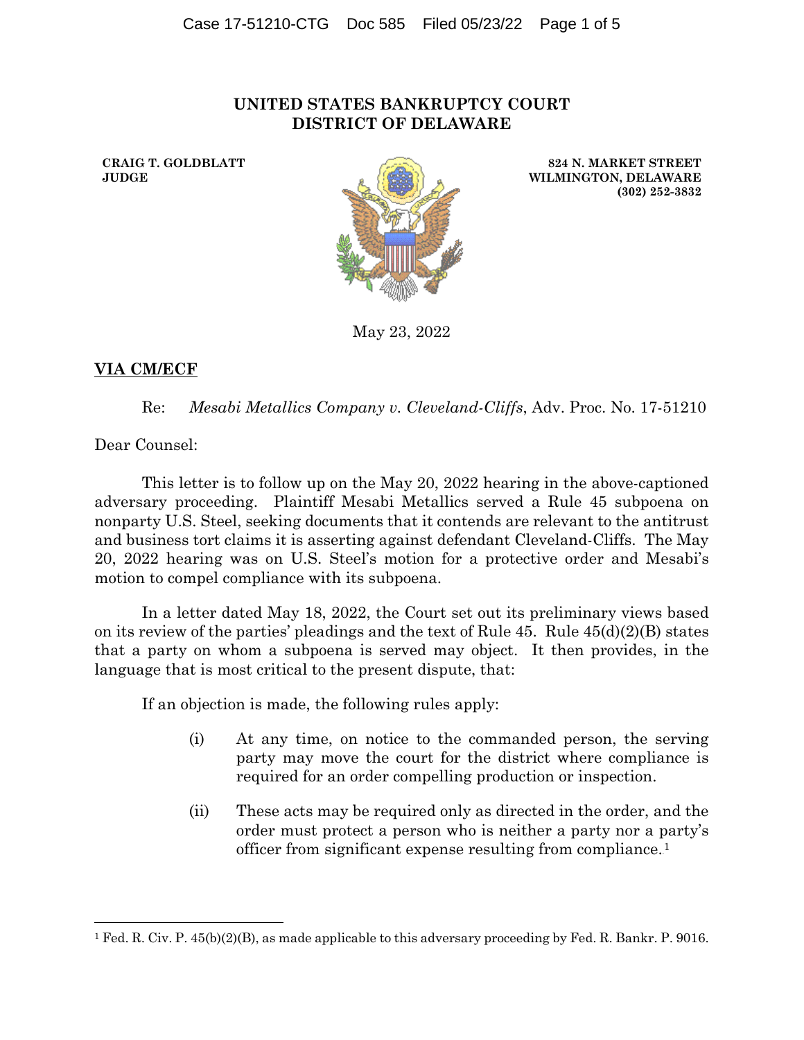# UNITED STATES BANKRUPTCY COURT
# DISTRICT OF DELAWARE

**CRAIG T. GOLDBLATT**
**JUDGE**

**824 N. MARKET STREET**
**WILMINGTON, DELAWARE**
**(302) 252-3832**

May 23, 2022

**VIA CM/ECF**

Re: *Mesabi Metallics Company v. Cleveland-Cliffs*, Adv. Proc. No. 17-51210

Dear Counsel:

This letter is to follow up on the May 20, 2022 hearing in the above-captioned adversary proceeding. Plaintiff Mesabi Metallics served a Rule 45 subpoena on nonparty U.S. Steel, seeking documents that it contends are relevant to the antitrust and business tort claims it is asserting against defendant Cleveland-Cliffs. The May 20, 2022 hearing was on U.S. Steel's motion for a protective order and Mesabi's motion to compel compliance with its subpoena.

In a letter dated May 18, 2022, the Court set out its preliminary views based on its review of the parties' pleadings and the text of Rule 45. Rule 45(d)(2)(B) states that a party on whom a subpoena is served may object. It then provides, in the language that is most critical to the present dispute, that:

> If an objection is made, the following rules apply:
>
> (i) At any time, on notice to the commanded person, the serving party may move the court for the district where compliance is required for an order compelling production or inspection.
>
> (ii) These acts may be required only as directed in the order, and the order must protect a person who is neither a party nor a party's officer from significant expense resulting from compliance.[1]

[1] Fed. R. Civ. P. 45(b)(2)(B), as made applicable to this adversary proceeding by Fed. R. Bankr. P. 9016.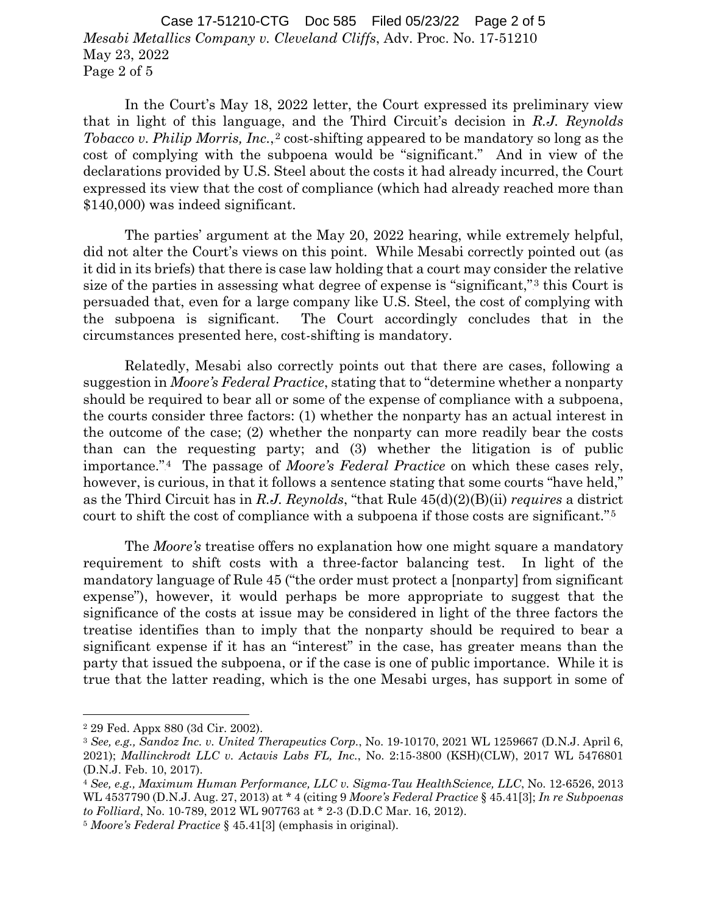In the Court's May 18, 2022 letter, the Court expressed its preliminary view that in light of this language, and the Third Circuit's decision in *R.J. Reynolds Tobacco v. Philip Morris, Inc.*,[2] cost-shifting appeared to be mandatory so long as the cost of complying with the subpoena would be "significant." And in view of the declarations provided by U.S. Steel about the costs it had already incurred, the Court expressed its view that the cost of compliance (which had already reached more than $140,000) was indeed significant.

The parties' argument at the May 20, 2022 hearing, while extremely helpful, did not alter the Court's views on this point. While Mesabi correctly pointed out (as it did in its briefs) that there is case law holding that a court may consider the relative size of the parties in assessing what degree of expense is "significant,"[3] this Court is persuaded that, even for a large company like U.S. Steel, the cost of complying with the subpoena is significant. The Court accordingly concludes that in the circumstances presented here, cost-shifting is mandatory.

Relatedly, Mesabi also correctly points out that there are cases, following a suggestion in *Moore's Federal Practice*, stating that to "determine whether a nonparty should be required to bear all or some of the expense of compliance with a subpoena, the courts consider three factors: (1) whether the nonparty has an actual interest in the outcome of the case; (2) whether the nonparty can more readily bear the costs than can the requesting party; and (3) whether the litigation is of public importance."[4] The passage of *Moore's Federal Practice* on which these cases rely, however, is curious, in that it follows a sentence stating that some courts "have held," as the Third Circuit has in *R.J. Reynolds*, "that Rule 45(d)(2)(B)(ii) *requires* a district court to shift the cost of compliance with a subpoena if those costs are significant."[5]

The *Moore's* treatise offers no explanation how one might square a mandatory requirement to shift costs with a three-factor balancing test. In light of the mandatory language of Rule 45 ("the order must protect a [nonparty] from significant expense"), however, it would perhaps be more appropriate to suggest that the significance of the costs at issue may be considered in light of the three factors the treatise identifies than to imply that the nonparty should be required to bear a significant expense if it has an "interest" in the case, has greater means than the party that issued the subpoena, or if the case is one of public importance. While it is true that the latter reading, which is the one Mesabi urges, has support in some of

---

[2] 29 Fed. Appx 880 (3d Cir. 2002).

[3] *See, e.g., Sandoz Inc. v. United Therapeutics Corp.*, No. 19-10170, 2021 WL 1259667 (D.N.J. April 6, 2021); *Mallinckrodt LLC v. Actavis Labs FL, Inc.*, No. 2:15-3800 (KSH)(CLW), 2017 WL 5476801 (D.N.J. Feb. 10, 2017).

[4] *See, e.g., Maximum Human Performance, LLC v. Sigma-Tau HealthScience, LLC*, No. 12-6526, 2013 WL 4537790 (D.N.J. Aug. 27, 2013) at * 4 (citing 9 *Moore's Federal Practice* § 45.41[3]; *In re Subpoenas to Folliard*, No. 10-789, 2012 WL 907763 at * 2-3 (D.D.C Mar. 16, 2012).

[5] *Moore's Federal Practice* § 45.41[3] (emphasis in original).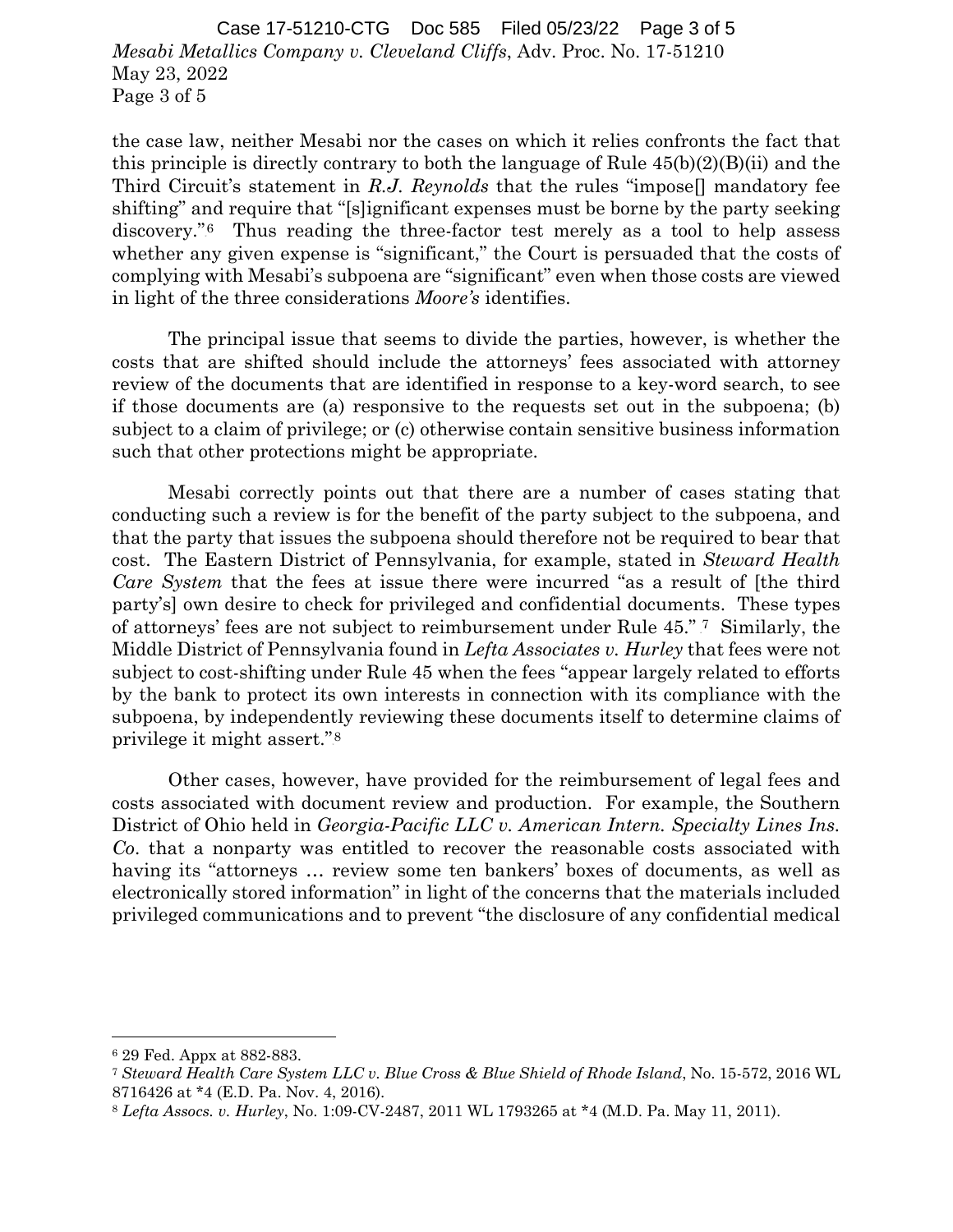the case law, neither Mesabi nor the cases on which it relies confronts the fact that this principle is directly contrary to both the language of Rule 45(b)(2)(B)(ii) and the Third Circuit's statement in *R.J. Reynolds* that the rules "impose[] mandatory fee shifting" and require that "[s]ignificant expenses must be borne by the party seeking discovery."[6] Thus reading the three-factor test merely as a tool to help assess whether any given expense is "significant," the Court is persuaded that the costs of complying with Mesabi's subpoena are "significant" even when those costs are viewed in light of the three considerations *Moore's* identifies.

The principal issue that seems to divide the parties, however, is whether the costs that are shifted should include the attorneys' fees associated with attorney review of the documents that are identified in response to a key-word search, to see if those documents are (a) responsive to the requests set out in the subpoena; (b) subject to a claim of privilege; or (c) otherwise contain sensitive business information such that other protections might be appropriate.

Mesabi correctly points out that there are a number of cases stating that conducting such a review is for the benefit of the party subject to the subpoena, and that the party that issues the subpoena should therefore not be required to bear that cost. The Eastern District of Pennsylvania, for example, stated in *Steward Health Care System* that the fees at issue there were incurred "as a result of [the third party's] own desire to check for privileged and confidential documents. These types of attorneys' fees are not subject to reimbursement under Rule 45."[7] Similarly, the Middle District of Pennsylvania found in *Lefta Associates v. Hurley* that fees were not subject to cost-shifting under Rule 45 when the fees "appear largely related to efforts by the bank to protect its own interests in connection with its compliance with the subpoena, by independently reviewing these documents itself to determine claims of privilege it might assert."[8]

Other cases, however, have provided for the reimbursement of legal fees and costs associated with document review and production. For example, the Southern District of Ohio held in *Georgia-Pacific LLC v. American Intern. Specialty Lines Ins. Co*. that a nonparty was entitled to recover the reasonable costs associated with having its "attorneys … review some ten bankers' boxes of documents, as well as electronically stored information" in light of the concerns that the materials included privileged communications and to prevent "the disclosure of any confidential medical

---

[6] 29 Fed. Appx at 882-883.

[7] *Steward Health Care System LLC v. Blue Cross & Blue Shield of Rhode Island*, No. 15-572, 2016 WL 8716426 at *4 (E.D. Pa. Nov. 4, 2016).

[8] *Lefta Assocs. v. Hurley*, No. 1:09-CV-2487, 2011 WL 1793265 at *4 (M.D. Pa. May 11, 2011).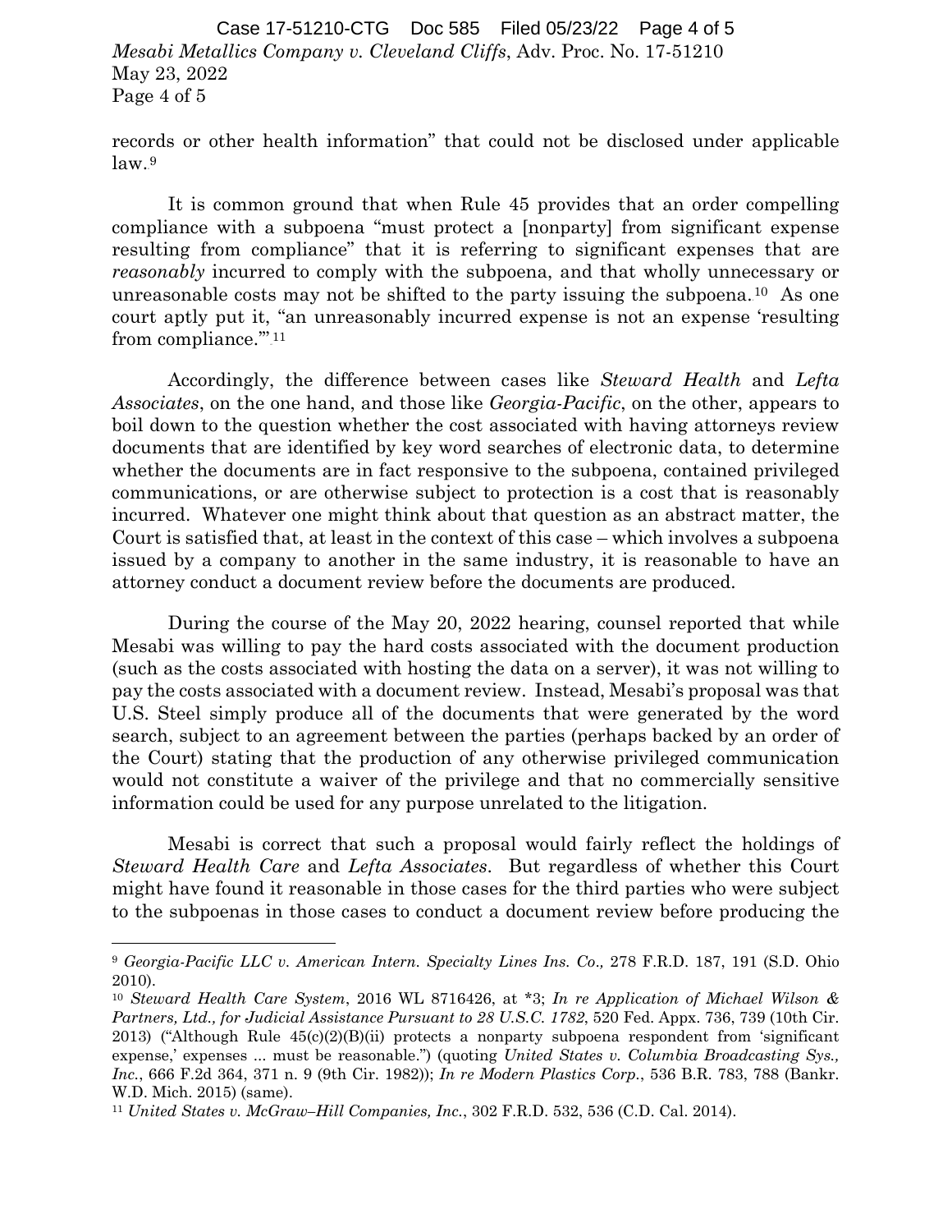records or other health information" that could not be disclosed under applicable law.[9]

It is common ground that when Rule 45 provides that an order compelling compliance with a subpoena "must protect a [nonparty] from significant expense resulting from compliance" that it is referring to significant expenses that are *reasonably* incurred to comply with the subpoena, and that wholly unnecessary or unreasonable costs may not be shifted to the party issuing the subpoena.[10] As one court aptly put it, "an unreasonably incurred expense is not an expense 'resulting from compliance.'"[11]

Accordingly, the difference between cases like *Steward Health* and *Lefta Associates*, on the one hand, and those like *Georgia-Pacific*, on the other, appears to boil down to the question whether the cost associated with having attorneys review documents that are identified by key word searches of electronic data, to determine whether the documents are in fact responsive to the subpoena, contained privileged communications, or are otherwise subject to protection is a cost that is reasonably incurred. Whatever one might think about that question as an abstract matter, the Court is satisfied that, at least in the context of this case – which involves a subpoena issued by a company to another in the same industry, it is reasonable to have an attorney conduct a document review before the documents are produced.

During the course of the May 20, 2022 hearing, counsel reported that while Mesabi was willing to pay the hard costs associated with the document production (such as the costs associated with hosting the data on a server), it was not willing to pay the costs associated with a document review. Instead, Mesabi's proposal was that U.S. Steel simply produce all of the documents that were generated by the word search, subject to an agreement between the parties (perhaps backed by an order of the Court) stating that the production of any otherwise privileged communication would not constitute a waiver of the privilege and that no commercially sensitive information could be used for any purpose unrelated to the litigation.

Mesabi is correct that such a proposal would fairly reflect the holdings of *Steward Health Care* and *Lefta Associates*. But regardless of whether this Court might have found it reasonable in those cases for the third parties who were subject to the subpoenas in those cases to conduct a document review before producing the

---

[9] *Georgia-Pacific LLC v. American Intern. Specialty Lines Ins. Co.,* 278 F.R.D. 187, 191 (S.D. Ohio 2010).

[10] *Steward Health Care System*, 2016 WL 8716426, at *3; *In re Application of Michael Wilson & Partners, Ltd., for Judicial Assistance Pursuant to 28 U.S.C. 1782*, 520 Fed. Appx. 736, 739 (10th Cir. 2013) ("Although Rule 45(c)(2)(B)(ii) protects a nonparty subpoena respondent from 'significant expense,' expenses ... must be reasonable.") (quoting *United States v. Columbia Broadcasting Sys., Inc.*, 666 F.2d 364, 371 n. 9 (9th Cir. 1982)); *In re Modern Plastics Corp.*, 536 B.R. 783, 788 (Bankr. W.D. Mich. 2015) (same).

[11] *United States v. McGraw–Hill Companies, Inc.*, 302 F.R.D. 532, 536 (C.D. Cal. 2014).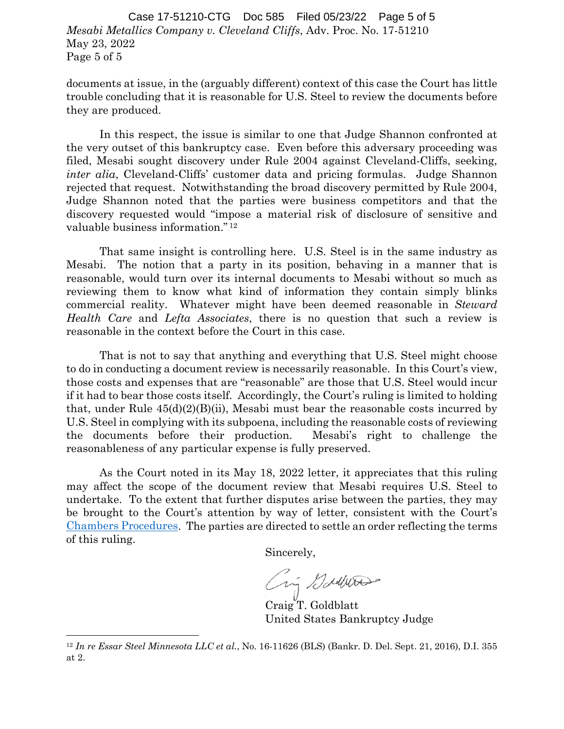documents at issue, in the (arguably different) context of this case the Court has little trouble concluding that it is reasonable for U.S. Steel to review the documents before they are produced.

In this respect, the issue is similar to one that Judge Shannon confronted at the very outset of this bankruptcy case. Even before this adversary proceeding was filed, Mesabi sought discovery under Rule 2004 against Cleveland-Cliffs, seeking, *inter alia*, Cleveland-Cliffs' customer data and pricing formulas. Judge Shannon rejected that request. Notwithstanding the broad discovery permitted by Rule 2004, Judge Shannon noted that the parties were business competitors and that the discovery requested would "impose a material risk of disclosure of sensitive and valuable business information."[12]

That same insight is controlling here. U.S. Steel is in the same industry as Mesabi. The notion that a party in its position, behaving in a manner that is reasonable, would turn over its internal documents to Mesabi without so much as reviewing them to know what kind of information they contain simply blinks commercial reality. Whatever might have been deemed reasonable in *Steward Health Care* and *Lefta Associates*, there is no question that such a review is reasonable in the context before the Court in this case.

That is not to say that anything and everything that U.S. Steel might choose to do in conducting a document review is necessarily reasonable. In this Court's view, those costs and expenses that are "reasonable" are those that U.S. Steel would incur if it had to bear those costs itself. Accordingly, the Court's ruling is limited to holding that, under Rule 45(d)(2)(B)(ii), Mesabi must bear the reasonable costs incurred by U.S. Steel in complying with its subpoena, including the reasonable costs of reviewing the documents before their production. Mesabi's right to challenge the reasonableness of any particular expense is fully preserved.

As the Court noted in its May 18, 2022 letter, it appreciates that this ruling may affect the scope of the document review that Mesabi requires U.S. Steel to undertake. To the extent that further disputes arise between the parties, they may be brought to the Court's attention by way of letter, consistent with the Court's Chambers Procedures. The parties are directed to settle an order reflecting the terms of this ruling.

Sincerely,

Craig T. Goldblatt
United States Bankruptcy Judge

---

[12] *In re Essar Steel Minnesota LLC et al.*, No. 16-11626 (BLS) (Bankr. D. Del. Sept. 21, 2016), D.I. 355 at 2.